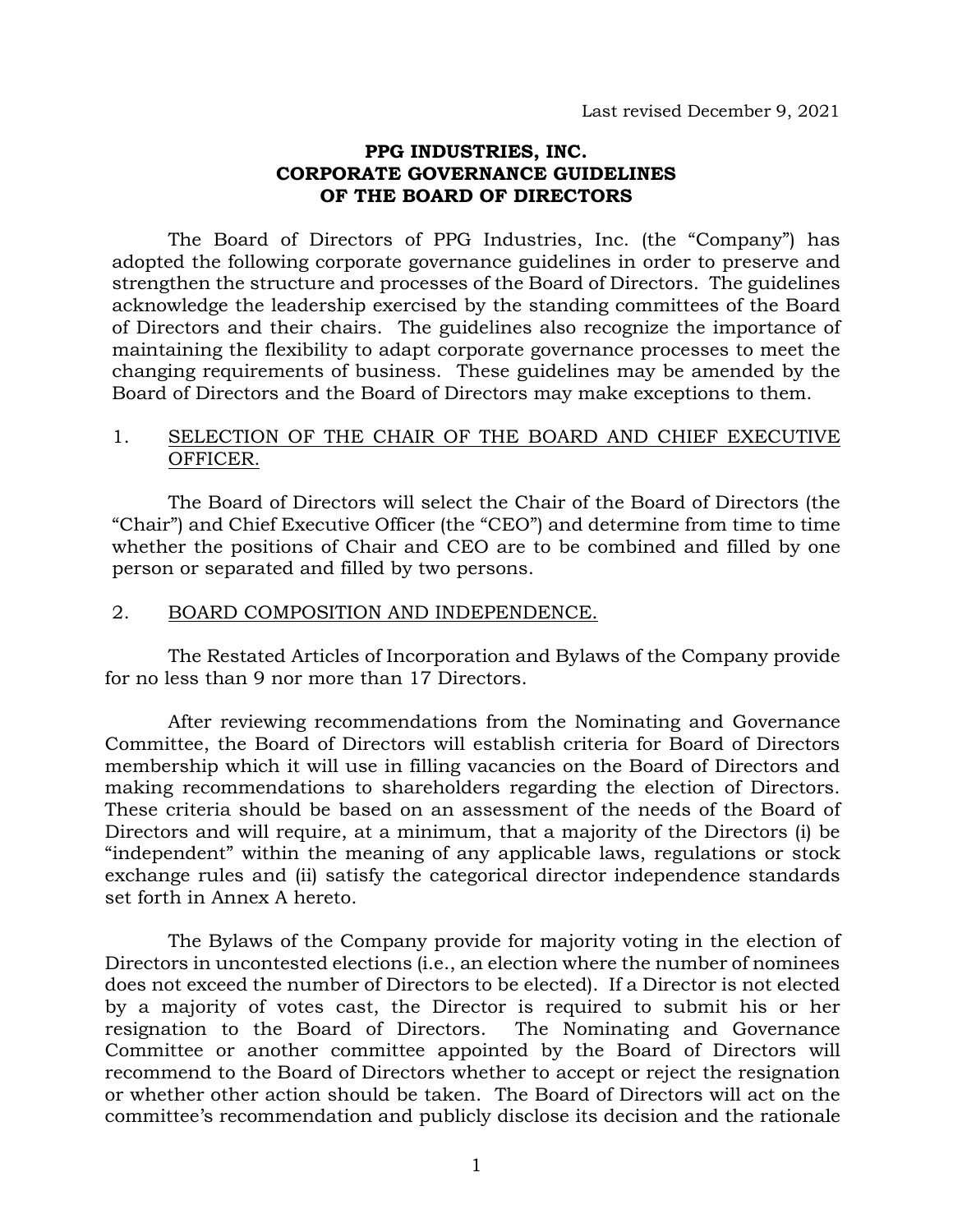Last revised December 9, 2021

# PPG INDUSTRIES, INC.
# CORPORATE GOVERNANCE GUIDELINES
# OF THE BOARD OF DIRECTORS

The Board of Directors of PPG Industries, Inc. (the "Company") has adopted the following corporate governance guidelines in order to preserve and strengthen the structure and processes of the Board of Directors. The guidelines acknowledge the leadership exercised by the standing committees of the Board of Directors and their chairs. The guidelines also recognize the importance of maintaining the flexibility to adapt corporate governance processes to meet the changing requirements of business. These guidelines may be amended by the Board of Directors and the Board of Directors may make exceptions to them.

## 1. SELECTION OF THE CHAIR OF THE BOARD AND CHIEF EXECUTIVE OFFICER.

The Board of Directors will select the Chair of the Board of Directors (the "Chair") and Chief Executive Officer (the "CEO") and determine from time to time whether the positions of Chair and CEO are to be combined and filled by one person or separated and filled by two persons.

## 2. BOARD COMPOSITION AND INDEPENDENCE.

The Restated Articles of Incorporation and Bylaws of the Company provide for no less than 9 nor more than 17 Directors.

After reviewing recommendations from the Nominating and Governance Committee, the Board of Directors will establish criteria for Board of Directors membership which it will use in filling vacancies on the Board of Directors and making recommendations to shareholders regarding the election of Directors. These criteria should be based on an assessment of the needs of the Board of Directors and will require, at a minimum, that a majority of the Directors (i) be "independent" within the meaning of any applicable laws, regulations or stock exchange rules and (ii) satisfy the categorical director independence standards set forth in Annex A hereto.

The Bylaws of the Company provide for majority voting in the election of Directors in uncontested elections (i.e., an election where the number of nominees does not exceed the number of Directors to be elected). If a Director is not elected by a majority of votes cast, the Director is required to submit his or her resignation to the Board of Directors. The Nominating and Governance Committee or another committee appointed by the Board of Directors will recommend to the Board of Directors whether to accept or reject the resignation or whether other action should be taken. The Board of Directors will act on the committee's recommendation and publicly disclose its decision and the rationale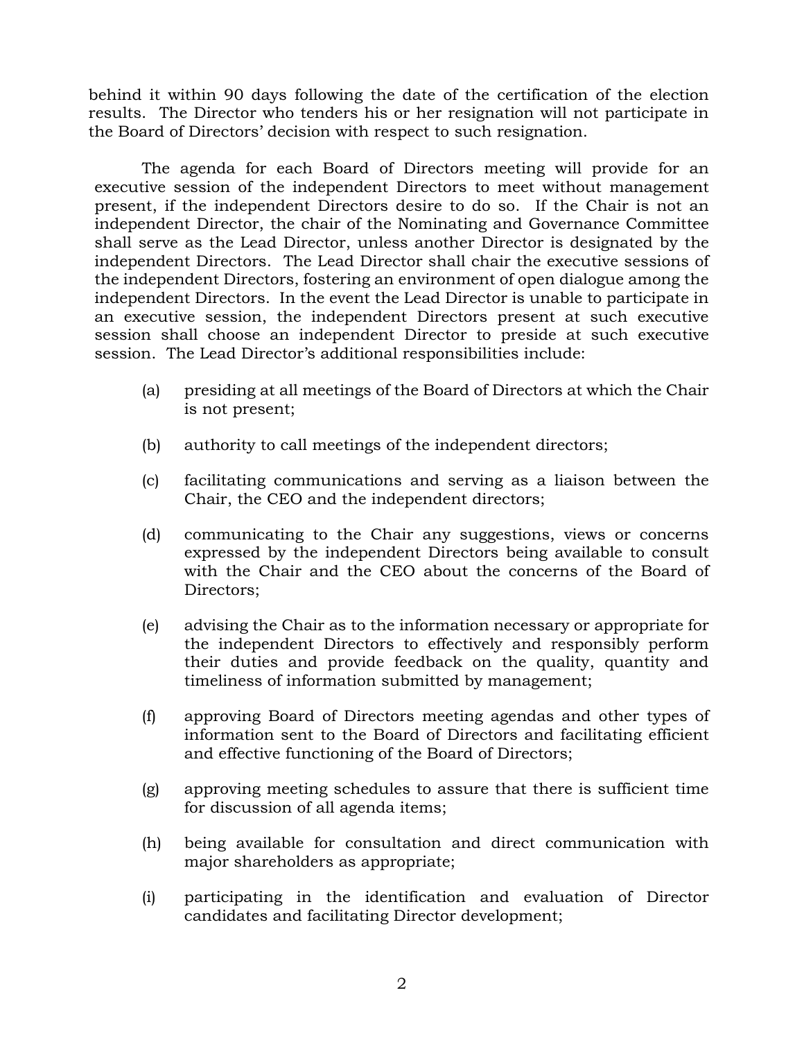behind it within 90 days following the date of the certification of the election results. The Director who tenders his or her resignation will not participate in the Board of Directors' decision with respect to such resignation.

The agenda for each Board of Directors meeting will provide for an executive session of the independent Directors to meet without management present, if the independent Directors desire to do so. If the Chair is not an independent Director, the chair of the Nominating and Governance Committee shall serve as the Lead Director, unless another Director is designated by the independent Directors. The Lead Director shall chair the executive sessions of the independent Directors, fostering an environment of open dialogue among the independent Directors. In the event the Lead Director is unable to participate in an executive session, the independent Directors present at such executive session shall choose an independent Director to preside at such executive session. The Lead Director's additional responsibilities include:

(a) presiding at all meetings of the Board of Directors at which the Chair is not present;

(b) authority to call meetings of the independent directors;

(c) facilitating communications and serving as a liaison between the Chair, the CEO and the independent directors;

(d) communicating to the Chair any suggestions, views or concerns expressed by the independent Directors being available to consult with the Chair and the CEO about the concerns of the Board of Directors;

(e) advising the Chair as to the information necessary or appropriate for the independent Directors to effectively and responsibly perform their duties and provide feedback on the quality, quantity and timeliness of information submitted by management;

(f) approving Board of Directors meeting agendas and other types of information sent to the Board of Directors and facilitating efficient and effective functioning of the Board of Directors;

(g) approving meeting schedules to assure that there is sufficient time for discussion of all agenda items;

(h) being available for consultation and direct communication with major shareholders as appropriate;

(i) participating in the identification and evaluation of Director candidates and facilitating Director development;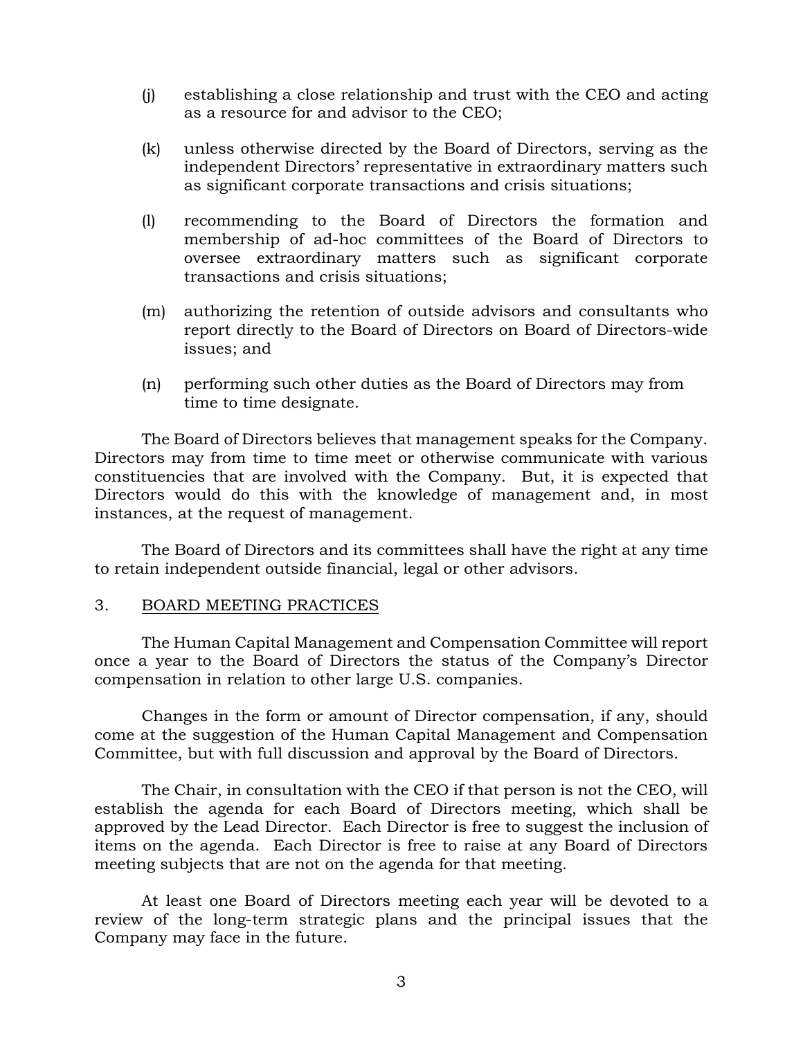(j) establishing a close relationship and trust with the CEO and acting as a resource for and advisor to the CEO;

(k) unless otherwise directed by the Board of Directors, serving as the independent Directors' representative in extraordinary matters such as significant corporate transactions and crisis situations;

(l) recommending to the Board of Directors the formation and membership of ad-hoc committees of the Board of Directors to oversee extraordinary matters such as significant corporate transactions and crisis situations;

(m) authorizing the retention of outside advisors and consultants who report directly to the Board of Directors on Board of Directors-wide issues; and

(n) performing such other duties as the Board of Directors may from time to time designate.

The Board of Directors believes that management speaks for the Company. Directors may from time to time meet or otherwise communicate with various constituencies that are involved with the Company. But, it is expected that Directors would do this with the knowledge of management and, in most instances, at the request of management.

The Board of Directors and its committees shall have the right at any time to retain independent outside financial, legal or other advisors.

## 3. BOARD MEETING PRACTICES

The Human Capital Management and Compensation Committee will report once a year to the Board of Directors the status of the Company's Director compensation in relation to other large U.S. companies.

Changes in the form or amount of Director compensation, if any, should come at the suggestion of the Human Capital Management and Compensation Committee, but with full discussion and approval by the Board of Directors.

The Chair, in consultation with the CEO if that person is not the CEO, will establish the agenda for each Board of Directors meeting, which shall be approved by the Lead Director. Each Director is free to suggest the inclusion of items on the agenda. Each Director is free to raise at any Board of Directors meeting subjects that are not on the agenda for that meeting.

At least one Board of Directors meeting each year will be devoted to a review of the long-term strategic plans and the principal issues that the Company may face in the future.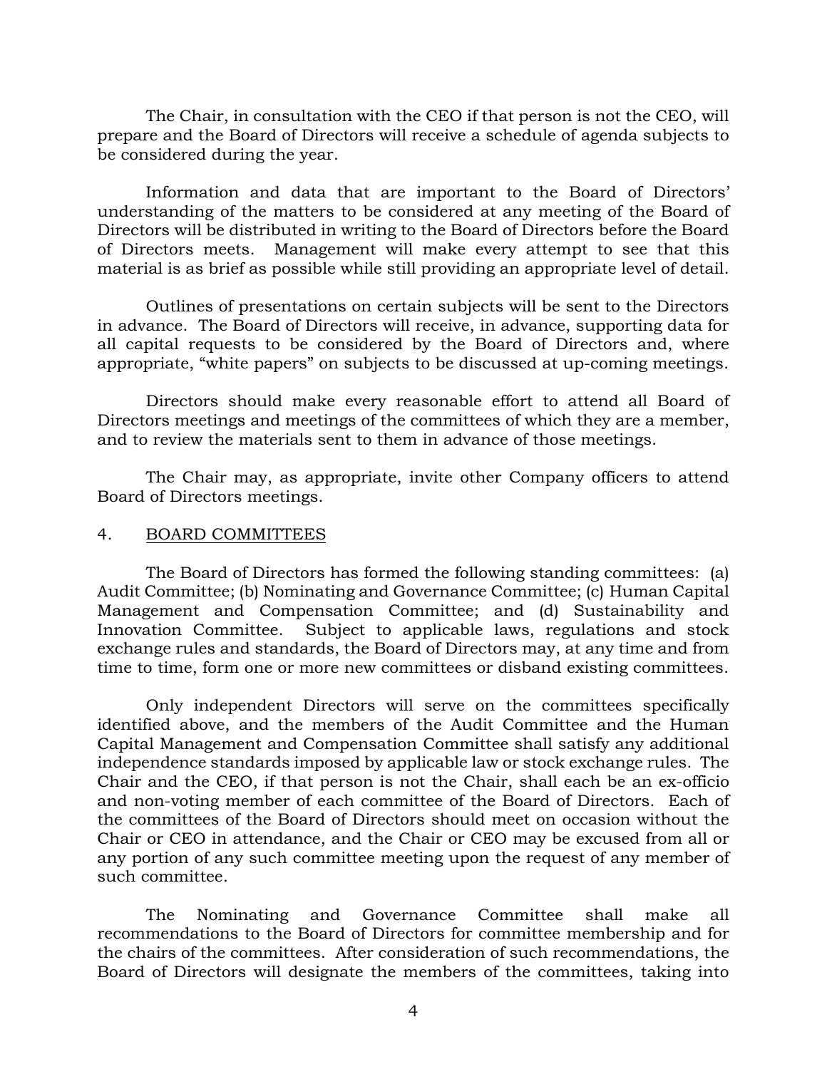The Chair, in consultation with the CEO if that person is not the CEO, will prepare and the Board of Directors will receive a schedule of agenda subjects to be considered during the year.

Information and data that are important to the Board of Directors' understanding of the matters to be considered at any meeting of the Board of Directors will be distributed in writing to the Board of Directors before the Board of Directors meets. Management will make every attempt to see that this material is as brief as possible while still providing an appropriate level of detail.

Outlines of presentations on certain subjects will be sent to the Directors in advance. The Board of Directors will receive, in advance, supporting data for all capital requests to be considered by the Board of Directors and, where appropriate, "white papers" on subjects to be discussed at up-coming meetings.

Directors should make every reasonable effort to attend all Board of Directors meetings and meetings of the committees of which they are a member, and to review the materials sent to them in advance of those meetings.

The Chair may, as appropriate, invite other Company officers to attend Board of Directors meetings.

## 4. BOARD COMMITTEES

The Board of Directors has formed the following standing committees: (a) Audit Committee; (b) Nominating and Governance Committee; (c) Human Capital Management and Compensation Committee; and (d) Sustainability and Innovation Committee. Subject to applicable laws, regulations and stock exchange rules and standards, the Board of Directors may, at any time and from time to time, form one or more new committees or disband existing committees.

Only independent Directors will serve on the committees specifically identified above, and the members of the Audit Committee and the Human Capital Management and Compensation Committee shall satisfy any additional independence standards imposed by applicable law or stock exchange rules. The Chair and the CEO, if that person is not the Chair, shall each be an ex-officio and non-voting member of each committee of the Board of Directors. Each of the committees of the Board of Directors should meet on occasion without the Chair or CEO in attendance, and the Chair or CEO may be excused from all or any portion of any such committee meeting upon the request of any member of such committee.

The Nominating and Governance Committee shall make all recommendations to the Board of Directors for committee membership and for the chairs of the committees. After consideration of such recommendations, the Board of Directors will designate the members of the committees, taking into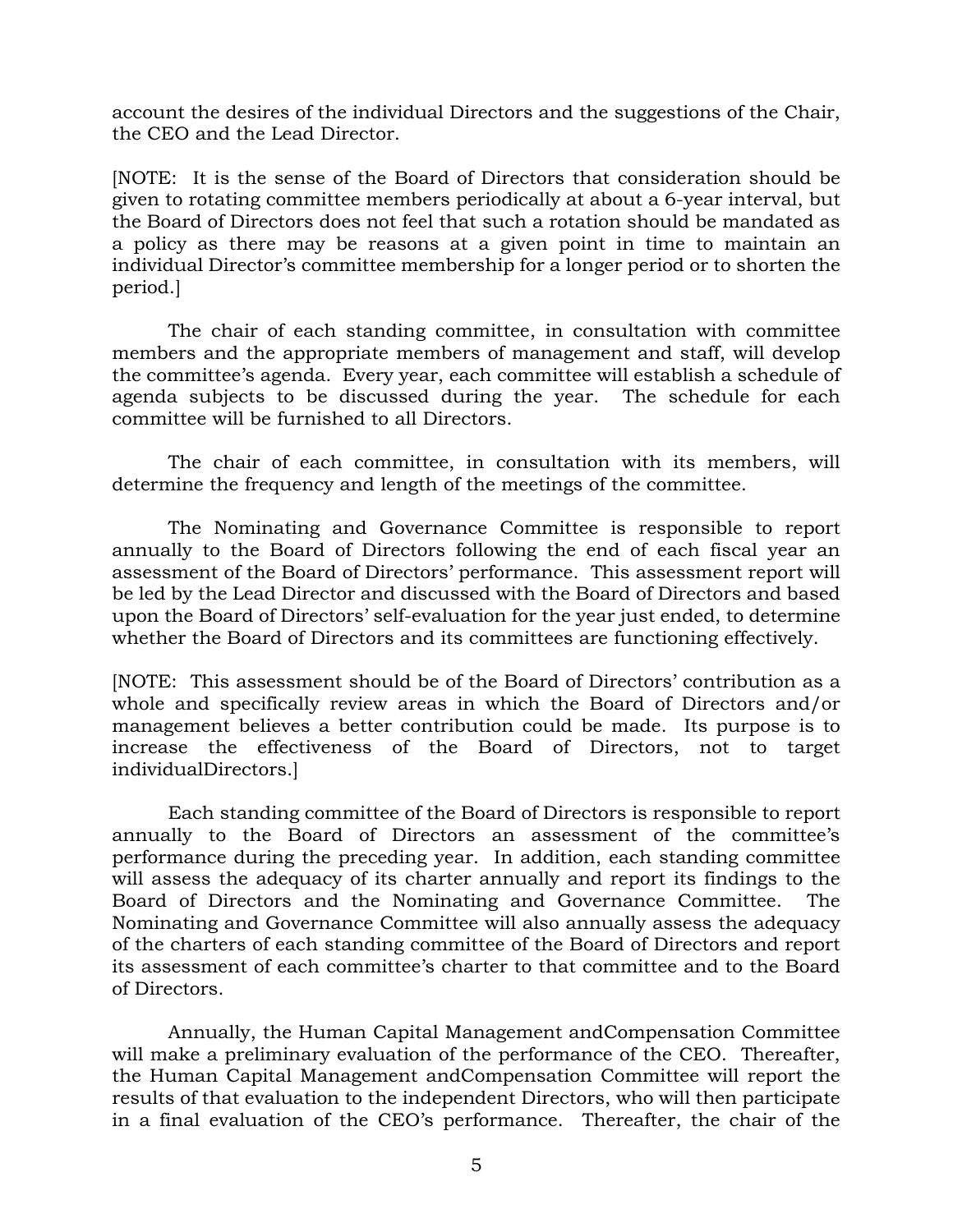account the desires of the individual Directors and the suggestions of the Chair, the CEO and the Lead Director.

[NOTE: It is the sense of the Board of Directors that consideration should be given to rotating committee members periodically at about a 6-year interval, but the Board of Directors does not feel that such a rotation should be mandated as a policy as there may be reasons at a given point in time to maintain an individual Director's committee membership for a longer period or to shorten the period.]

The chair of each standing committee, in consultation with committee members and the appropriate members of management and staff, will develop the committee's agenda. Every year, each committee will establish a schedule of agenda subjects to be discussed during the year. The schedule for each committee will be furnished to all Directors.

The chair of each committee, in consultation with its members, will determine the frequency and length of the meetings of the committee.

The Nominating and Governance Committee is responsible to report annually to the Board of Directors following the end of each fiscal year an assessment of the Board of Directors' performance. This assessment report will be led by the Lead Director and discussed with the Board of Directors and based upon the Board of Directors' self-evaluation for the year just ended, to determine whether the Board of Directors and its committees are functioning effectively.

[NOTE: This assessment should be of the Board of Directors' contribution as a whole and specifically review areas in which the Board of Directors and/or management believes a better contribution could be made. Its purpose is to increase the effectiveness of the Board of Directors, not to target individualDirectors.]

Each standing committee of the Board of Directors is responsible to report annually to the Board of Directors an assessment of the committee's performance during the preceding year. In addition, each standing committee will assess the adequacy of its charter annually and report its findings to the Board of Directors and the Nominating and Governance Committee. The Nominating and Governance Committee will also annually assess the adequacy of the charters of each standing committee of the Board of Directors and report its assessment of each committee's charter to that committee and to the Board of Directors.

Annually, the Human Capital Management andCompensation Committee will make a preliminary evaluation of the performance of the CEO. Thereafter, the Human Capital Management andCompensation Committee will report the results of that evaluation to the independent Directors, who will then participate in a final evaluation of the CEO's performance. Thereafter, the chair of the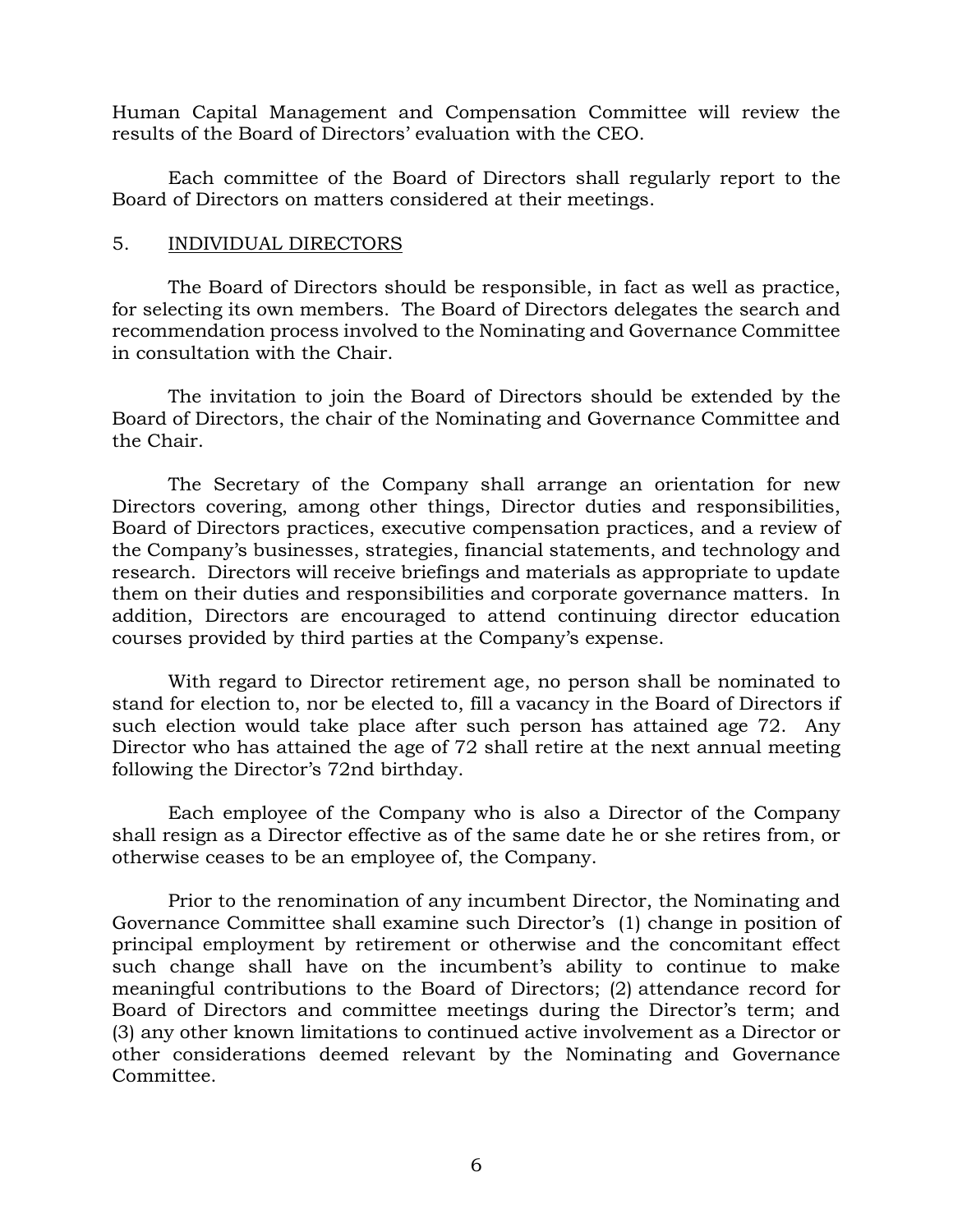Human Capital Management and Compensation Committee will review the results of the Board of Directors' evaluation with the CEO.

Each committee of the Board of Directors shall regularly report to the Board of Directors on matters considered at their meetings.

## 5. INDIVIDUAL DIRECTORS

The Board of Directors should be responsible, in fact as well as practice, for selecting its own members. The Board of Directors delegates the search and recommendation process involved to the Nominating and Governance Committee in consultation with the Chair.

The invitation to join the Board of Directors should be extended by the Board of Directors, the chair of the Nominating and Governance Committee and the Chair.

The Secretary of the Company shall arrange an orientation for new Directors covering, among other things, Director duties and responsibilities, Board of Directors practices, executive compensation practices, and a review of the Company's businesses, strategies, financial statements, and technology and research. Directors will receive briefings and materials as appropriate to update them on their duties and responsibilities and corporate governance matters. In addition, Directors are encouraged to attend continuing director education courses provided by third parties at the Company's expense.

With regard to Director retirement age, no person shall be nominated to stand for election to, nor be elected to, fill a vacancy in the Board of Directors if such election would take place after such person has attained age 72. Any Director who has attained the age of 72 shall retire at the next annual meeting following the Director's 72nd birthday.

Each employee of the Company who is also a Director of the Company shall resign as a Director effective as of the same date he or she retires from, or otherwise ceases to be an employee of, the Company.

Prior to the renomination of any incumbent Director, the Nominating and Governance Committee shall examine such Director's (1) change in position of principal employment by retirement or otherwise and the concomitant effect such change shall have on the incumbent's ability to continue to make meaningful contributions to the Board of Directors; (2) attendance record for Board of Directors and committee meetings during the Director's term; and (3) any other known limitations to continued active involvement as a Director or other considerations deemed relevant by the Nominating and Governance Committee.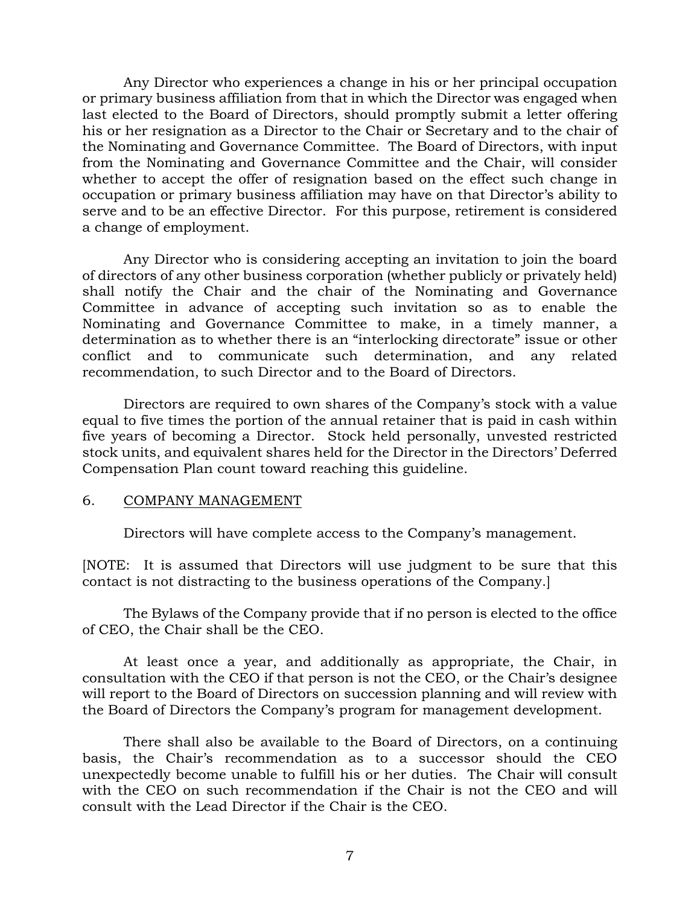Any Director who experiences a change in his or her principal occupation or primary business affiliation from that in which the Director was engaged when last elected to the Board of Directors, should promptly submit a letter offering his or her resignation as a Director to the Chair or Secretary and to the chair of the Nominating and Governance Committee. The Board of Directors, with input from the Nominating and Governance Committee and the Chair, will consider whether to accept the offer of resignation based on the effect such change in occupation or primary business affiliation may have on that Director's ability to serve and to be an effective Director. For this purpose, retirement is considered a change of employment.

Any Director who is considering accepting an invitation to join the board of directors of any other business corporation (whether publicly or privately held) shall notify the Chair and the chair of the Nominating and Governance Committee in advance of accepting such invitation so as to enable the Nominating and Governance Committee to make, in a timely manner, a determination as to whether there is an "interlocking directorate" issue or other conflict and to communicate such determination, and any related recommendation, to such Director and to the Board of Directors.

Directors are required to own shares of the Company's stock with a value equal to five times the portion of the annual retainer that is paid in cash within five years of becoming a Director. Stock held personally, unvested restricted stock units, and equivalent shares held for the Director in the Directors' Deferred Compensation Plan count toward reaching this guideline.

## 6. COMPANY MANAGEMENT

Directors will have complete access to the Company's management.

[NOTE: It is assumed that Directors will use judgment to be sure that this contact is not distracting to the business operations of the Company.]

The Bylaws of the Company provide that if no person is elected to the office of CEO, the Chair shall be the CEO.

At least once a year, and additionally as appropriate, the Chair, in consultation with the CEO if that person is not the CEO, or the Chair's designee will report to the Board of Directors on succession planning and will review with the Board of Directors the Company's program for management development.

There shall also be available to the Board of Directors, on a continuing basis, the Chair's recommendation as to a successor should the CEO unexpectedly become unable to fulfill his or her duties. The Chair will consult with the CEO on such recommendation if the Chair is not the CEO and will consult with the Lead Director if the Chair is the CEO.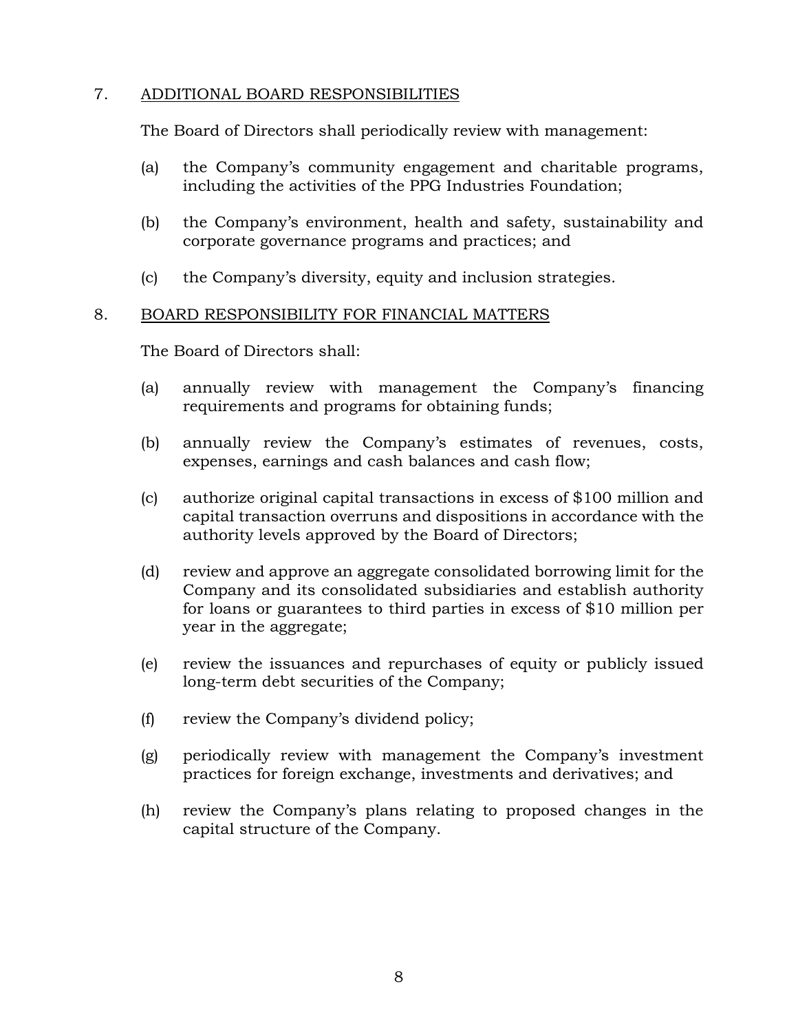## 7. ADDITIONAL BOARD RESPONSIBILITIES

The Board of Directors shall periodically review with management:

(a) the Company's community engagement and charitable programs, including the activities of the PPG Industries Foundation;

(b) the Company's environment, health and safety, sustainability and corporate governance programs and practices; and

(c) the Company's diversity, equity and inclusion strategies.

## 8. BOARD RESPONSIBILITY FOR FINANCIAL MATTERS

The Board of Directors shall:

(a) annually review with management the Company's financing requirements and programs for obtaining funds;

(b) annually review the Company's estimates of revenues, costs, expenses, earnings and cash balances and cash flow;

(c) authorize original capital transactions in excess of $100 million and capital transaction overruns and dispositions in accordance with the authority levels approved by the Board of Directors;

(d) review and approve an aggregate consolidated borrowing limit for the Company and its consolidated subsidiaries and establish authority for loans or guarantees to third parties in excess of $10 million per year in the aggregate;

(e) review the issuances and repurchases of equity or publicly issued long-term debt securities of the Company;

(f) review the Company's dividend policy;

(g) periodically review with management the Company's investment practices for foreign exchange, investments and derivatives; and

(h) review the Company's plans relating to proposed changes in the capital structure of the Company.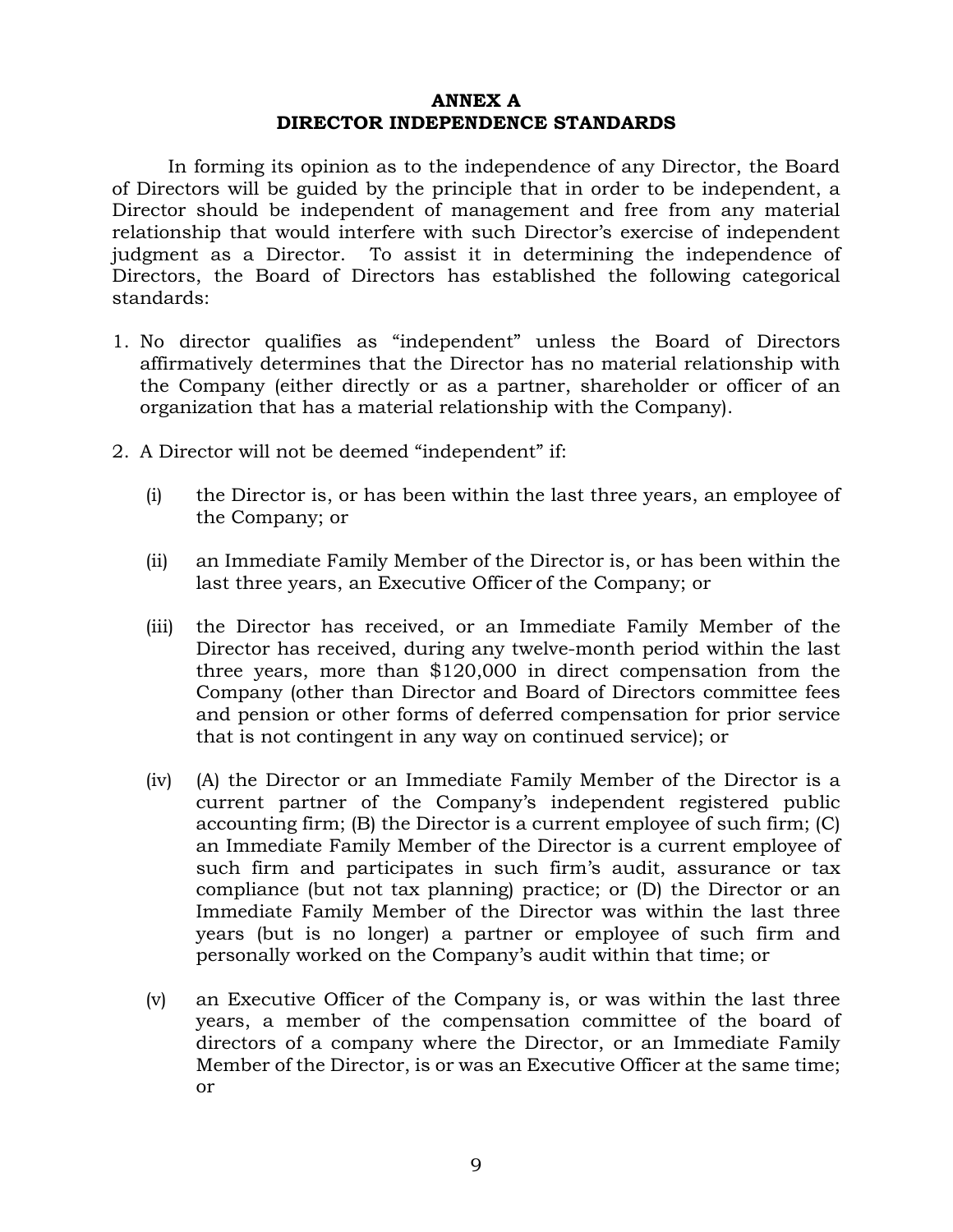# ANNEX A
# DIRECTOR INDEPENDENCE STANDARDS

In forming its opinion as to the independence of any Director, the Board of Directors will be guided by the principle that in order to be independent, a Director should be independent of management and free from any material relationship that would interfere with such Director's exercise of independent judgment as a Director. To assist it in determining the independence of Directors, the Board of Directors has established the following categorical standards:

1. No director qualifies as "independent" unless the Board of Directors affirmatively determines that the Director has no material relationship with the Company (either directly or as a partner, shareholder or officer of an organization that has a material relationship with the Company).

2. A Director will not be deemed "independent" if:

   (i) the Director is, or has been within the last three years, an employee of the Company; or

   (ii) an Immediate Family Member of the Director is, or has been within the last three years, an Executive Officer of the Company; or

   (iii) the Director has received, or an Immediate Family Member of the Director has received, during any twelve-month period within the last three years, more than $120,000 in direct compensation from the Company (other than Director and Board of Directors committee fees and pension or other forms of deferred compensation for prior service that is not contingent in any way on continued service); or

   (iv) (A) the Director or an Immediate Family Member of the Director is a current partner of the Company's independent registered public accounting firm; (B) the Director is a current employee of such firm; (C) an Immediate Family Member of the Director is a current employee of such firm and participates in such firm's audit, assurance or tax compliance (but not tax planning) practice; or (D) the Director or an Immediate Family Member of the Director was within the last three years (but is no longer) a partner or employee of such firm and personally worked on the Company's audit within that time; or

   (v) an Executive Officer of the Company is, or was within the last three years, a member of the compensation committee of the board of directors of a company where the Director, or an Immediate Family Member of the Director, is or was an Executive Officer at the same time; or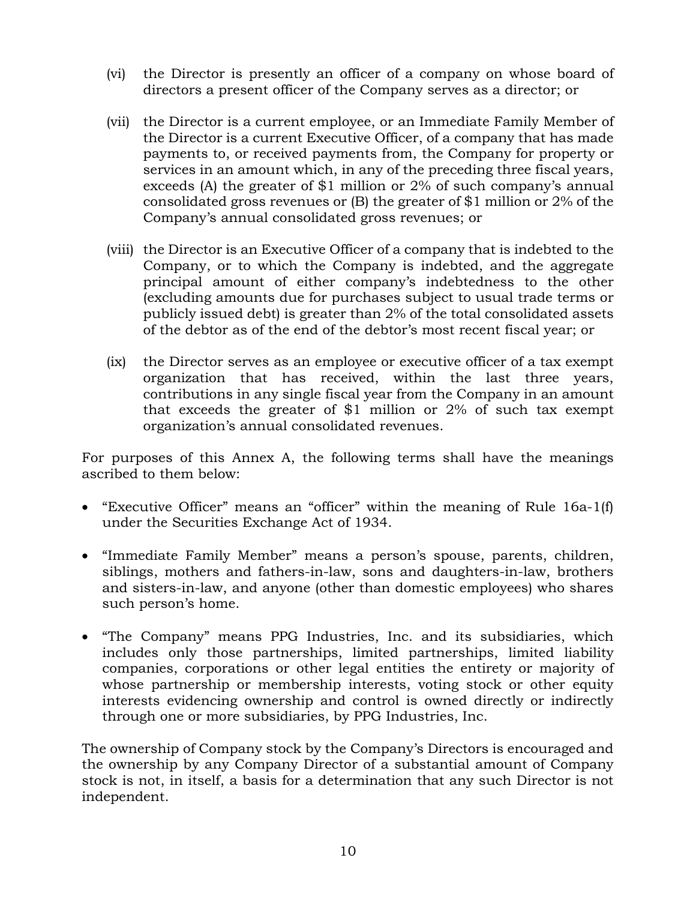(vi) the Director is presently an officer of a company on whose board of directors a present officer of the Company serves as a director; or

(vii) the Director is a current employee, or an Immediate Family Member of the Director is a current Executive Officer, of a company that has made payments to, or received payments from, the Company for property or services in an amount which, in any of the preceding three fiscal years, exceeds (A) the greater of $1 million or 2% of such company's annual consolidated gross revenues or (B) the greater of $1 million or 2% of the Company's annual consolidated gross revenues; or

(viii) the Director is an Executive Officer of a company that is indebted to the Company, or to which the Company is indebted, and the aggregate principal amount of either company's indebtedness to the other (excluding amounts due for purchases subject to usual trade terms or publicly issued debt) is greater than 2% of the total consolidated assets of the debtor as of the end of the debtor's most recent fiscal year; or

(ix) the Director serves as an employee or executive officer of a tax exempt organization that has received, within the last three years, contributions in any single fiscal year from the Company in an amount that exceeds the greater of $1 million or 2% of such tax exempt organization's annual consolidated revenues.

For purposes of this Annex A, the following terms shall have the meanings ascribed to them below:

- "Executive Officer" means an "officer" within the meaning of Rule 16a-1(f) under the Securities Exchange Act of 1934.
- "Immediate Family Member" means a person's spouse, parents, children, siblings, mothers and fathers-in-law, sons and daughters-in-law, brothers and sisters-in-law, and anyone (other than domestic employees) who shares such person's home.
- "The Company" means PPG Industries, Inc. and its subsidiaries, which includes only those partnerships, limited partnerships, limited liability companies, corporations or other legal entities the entirety or majority of whose partnership or membership interests, voting stock or other equity interests evidencing ownership and control is owned directly or indirectly through one or more subsidiaries, by PPG Industries, Inc.

The ownership of Company stock by the Company's Directors is encouraged and the ownership by any Company Director of a substantial amount of Company stock is not, in itself, a basis for a determination that any such Director is not independent.